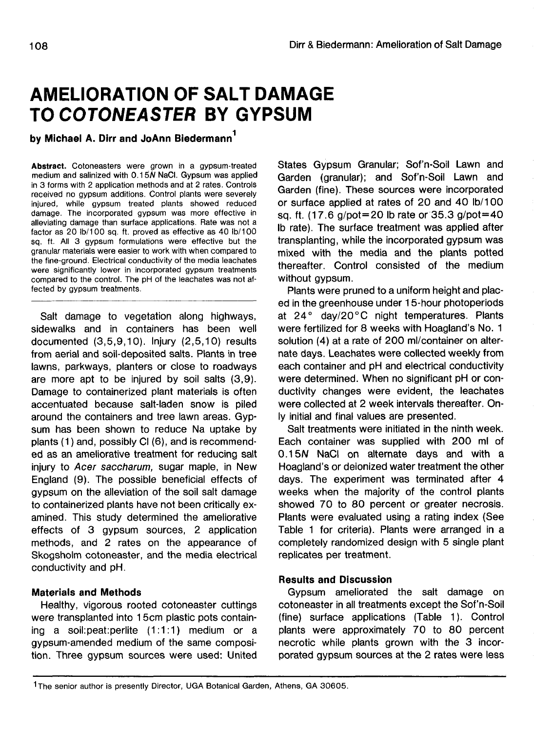# AMELIORATION OF SALT DAMAGE TO *COTONEASTER* BY GYPSUM

**by Michael A. Dirr and JoAnn Biedermann[1]**

**Abstract.** Cotoneasters were grown in a gypsum-treated medium and salinized with 0.15*N* NaCl. Gypsum was applied in 3 forms with 2 application methods and at 2 rates. Controls received no gypsum additions. Control plants were severely injured, while gypsum treated plants showed reduced damage. The incorporated gypsum was more effective in alleviating damage than surface applications. Rate was not a factor as 20 lb/100 sq. ft. proved as effective as 40 lb/100 sq. ft. All 3 gypsum formulations were effective but the granular materials were easier to work with when compared to the fine-ground. Electrical conductivity of the media leachates were significantly lower in incorporated gypsum treatments compared to the control. The pH of the leachates was not affected by gypsum treatments.

Salt damage to vegetation along highways, sidewalks and in containers has been well documented (3,5,9,10). Injury (2,5,10) results from aerial and soil-deposited salts. Plants in tree lawns, parkways, planters or close to roadways are more apt to be injured by soil salts (3,9). Damage to containerized plant materials is often accentuated because salt-laden snow is piled around the containers and tree lawn areas. Gypsum has been shown to reduce Na uptake by plants (1) and, possibly Cl (6), and is recommended as an ameliorative treatment for reducing salt injury to *Acer saccharum*, sugar maple, in New England (9). The possible beneficial effects of gypsum on the alleviation of the soil salt damage to containerized plants have not been critically examined. This study determined the ameliorative effects of 3 gypsum sources, 2 application methods, and 2 rates on the appearance of Skogsholm cotoneaster, and the media electrical conductivity and pH.

## Materials and Methods

Healthy, vigorous rooted cotoneaster cuttings were transplanted into 15cm plastic pots containing a soil:peat:perlite (1:1:1) medium or a gypsum-amended medium of the same composition. Three gypsum sources were used: United States Gypsum Granular; Sof'n-Soil Lawn and Garden (granular); and Sof'n-Soil Lawn and Garden (fine). These sources were incorporated or surface applied at rates of 20 and 40 lb/100 sq. ft. (17.6 g/pot=20 lb rate or 35.3 g/pot=40 lb rate). The surface treatment was applied after transplanting, while the incorporated gypsum was mixed with the media and the plants potted thereafter. Control consisted of the medium without gypsum.

Plants were pruned to a uniform height and placed in the greenhouse under 15-hour photoperiods at 24° day/20°C night temperatures. Plants were fertilized for 8 weeks with Hoagland's No. 1 solution (4) at a rate of 200 ml/container on alternate days. Leachates were collected weekly from each container and pH and electrical conductivity were determined. When no significant pH or conductivity changes were evident, the leachates were collected at 2 week intervals thereafter. Only initial and final values are presented.

Salt treatments were initiated in the ninth week. Each container was supplied with 200 ml of 0.15*N* NaCl on alternate days and with a Hoagland's or deionized water treatment the other days. The experiment was terminated after 4 weeks when the majority of the control plants showed 70 to 80 percent or greater necrosis. Plants were evaluated using a rating index (See Table 1 for criteria). Plants were arranged in a completely randomized design with 5 single plant replicates per treatment.

## Results and Discussion

Gypsum ameliorated the salt damage on cotoneaster in all treatments except the Sof'n-Soil (fine) surface applications (Table 1). Control plants were approximately 70 to 80 percent necrotic while plants grown with the 3 incorporated gypsum sources at the 2 rates were less

[1]The senior author is presently Director, UGA Botanical Garden, Athens, GA 30605.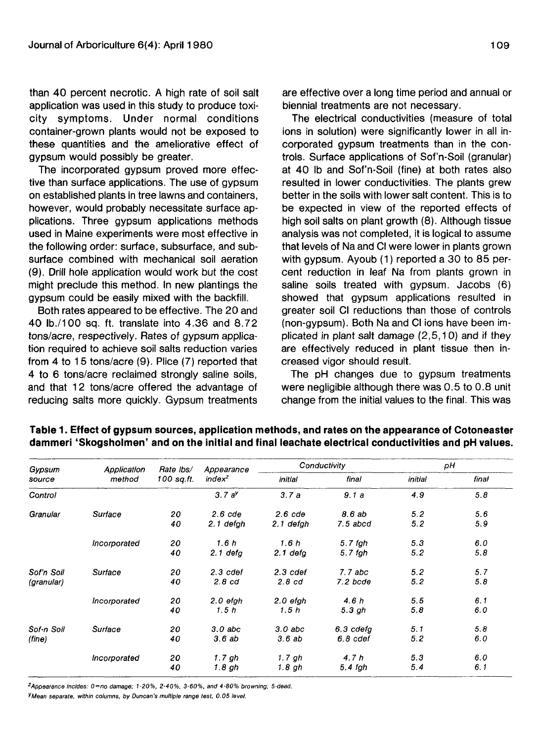than 40 percent necrotic. A high rate of soil salt application was used in this study to produce toxicity symptoms. Under normal conditions container-grown plants would not be exposed to these quantities and the ameliorative effect of gypsum would possibly be greater.

The incorporated gypsum proved more effective than surface applications. The use of gypsum on established plants in tree lawns and containers, however, would probably necessitate surface applications. Three gypsum applications methods used in Maine experiments were most effective in the following order: surface, subsurface, and subsurface combined with mechanical soil aeration (9). Drill hole application would work but the cost might preclude this method. In new plantings the gypsum could be easily mixed with the backfill.

Both rates appeared to be effective. The 20 and 40 lb./100 sq. ft. translate into 4.36 and 8.72 tons/acre, respectively. Rates of gypsum application required to achieve soil salts reduction varies from 4 to 15 tons/acre (9). Plice (7) reported that 4 to 6 tons/acre reclaimed strongly saline soils, and that 12 tons/acre offered the advantage of reducing salts more quickly. Gypsum treatments are effective over a long time period and annual or biennial treatments are not necessary.

The electrical conductivities (measure of total ions in solution) were significantly lower in all incorporated gypsum treatments than in the controls. Surface applications of Sof'n-Soil (granular) at 40 lb and Sof'n-Soil (fine) at both rates also resulted in lower conductivities. The plants grew better in the soils with lower salt content. This is to be expected in view of the reported effects of high soil salts on plant growth (8). Although tissue analysis was not completed, it is logical to assume that levels of Na and Cl were lower in plants grown with gypsum. Ayoub (1) reported a 30 to 85 percent reduction in leaf Na from plants grown in saline soils treated with gypsum. Jacobs (6) showed that gypsum applications resulted in greater soil Cl reductions than those of controls (non-gypsum). Both Na and Cl ions have been implicated in plant salt damage (2,5,10) and if they are effectively reduced in plant tissue then increased vigor should result.

The pH changes due to gypsum treatments were negligible although there was 0.5 to 0.8 unit change from the initial values to the final. This was

**Table 1. Effect of gypsum sources, application methods, and rates on the appearance of Cotoneaster dammeri 'Skogsholmen' and on the initial and final leachate electrical conductivities and pH values.**

| Gypsum source | Application method | Rate lbs/ 100 sq.ft. | Appearance index[z] | Conductivity | | pH | |
|---|---|---|---|---|---|---|---|
| | | | | initial | final | initial | final |
| Control | | | 3.7 a[y] | 3.7 a | 9.1 a | 4.9 | 5.8 |
| Granular | Surface | 20 | 2.6 cde | 2.6 cde | 8.6 ab | 5.2 | 5.6 |
| | | 40 | 2.1 defgh | 2.1 defgh | 7.5 abcd | 5.2 | 5.9 |
| | Incorporated | 20 | 1.6 h | 1.6 h | 5.7 fgh | 5.3 | 6.0 |
| | | 40 | 2.1 defg | 2.1 defg | 5.7 fgh | 5.2 | 5.8 |
| Sof'n Soil (granular) | Surface | 20 | 2.3 cdef | 2.3 cdef | 7.7 abc | 5.2 | 5.7 |
| | | 40 | 2.8 cd | 2.8 cd | 7.2 bcde | 5.2 | 5.8 |
| | Incorporated | 20 | 2.0 efgh | 2.0 efgh | 4.6 h | 5.5 | 6.1 |
| | | 40 | 1.5 h | 1.5 h | 5.3 gh | 5.8 | 6.0 |
| Sof-n Soil (fine) | Surface | 20 | 3.0 abc | 3.0 abc | 6.3 cdefg | 5.1 | 5.8 |
| | | 40 | 3.6 ab | 3.6 ab | 6.8 cdef | 5.2 | 6.0 |
| | Incorporated | 20 | 1.7 gh | 1.7 gh | 4.7 h | 5.3 | 6.0 |
| | | 40 | 1.8 gh | 1.8 gh | 5.4 fgh | 5.4 | 6.1 |

[z]Appearance incides: 0=no damage; 1-20%, 2-40%, 3-60%, and 4-80% browning; 5-dead.

[y]Mean separate, within columns, by Duncan's multiple range test, 0.05 level.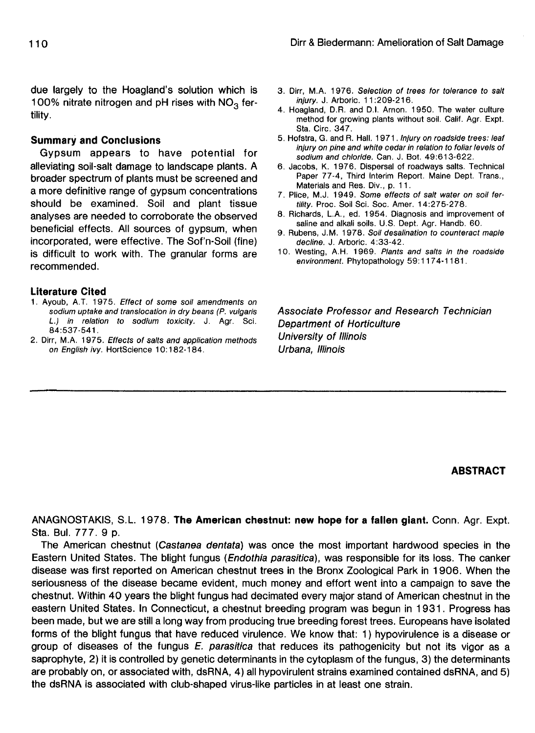due largely to the Hoagland's solution which is 100% nitrate nitrogen and pH rises with $NO_3$ fertility.

## Summary and Conclusions

Gypsum appears to have potential for alleviating soil-salt damage to landscape plants. A broader spectrum of plants must be screened and a more definitive range of gypsum concentrations should be examined. Soil and plant tissue analyses are needed to corroborate the observed beneficial effects. All sources of gypsum, when incorporated, were effective. The Sof'n-Soil (fine) is difficult to work with. The granular forms are recommended.

## Literature Cited

1. Ayoub, A.T. 1975. *Effect of some soil amendments on sodium uptake and translocation in dry beans (P. vulgaris L.) in relation to sodium toxicity.* J. Agr. Sci. 84:537-541.
2. Dirr, M.A. 1975. *Effects of salts and application methods on English ivy.* HortScience 10:182-184.
3. Dirr, M.A. 1976. *Selection of trees for tolerance to salt injury.* J. Arboric. 11:209-216.
4. Hoagland, D.R. and D.I. Arnon. 1950. The water culture method for growing plants without soil. Calif. Agr. Expt. Sta. Circ. 347.
5. Hofstra, G. and R. Hall. 1971. *Injury on roadside trees: leaf injury on pine and white cedar in relation to foliar levels of sodium and chloride.* Can. J. Bot. 49:613-622.
6. Jacobs, K. 1976. Dispersal of roadways salts. Technical Paper 77-4, Third Interim Report. Maine Dept. Trans., Materials and Res. Div., p. 11.
7. Plice, M.J. 1949. *Some effects of salt water on soil fertility.* Proc. Soil Sci. Soc. Amer. 14:275-278.
8. Richards, L.A., ed. 1954. Diagnosis and improvement of saline and alkali soils. U.S. Dept. Agr. Handb. 60.
9. Rubens, J.M. 1978. *Soil desalination to counteract maple decline.* J. Arboric. 4:33-42.
10. Westing, A.H. 1969. *Plants and salts in the roadside environment.* Phytopathology 59:1174-1181.

*Associate Professor and Research Technician*
*Department of Horticulture*
*University of Illinois*
*Urbana, Illinois*

## ABSTRACT

ANAGNOSTAKIS, S.L. 1978. **The American chestnut: new hope for a fallen giant.** Conn. Agr. Expt. Sta. Bul. 777. 9 p.

The American chestnut (*Castanea dentata*) was once the most important hardwood species in the Eastern United States. The blight fungus (*Endothia parasitica*), was responsible for its loss. The canker disease was first reported on American chestnut trees in the Bronx Zoological Park in 1906. When the seriousness of the disease became evident, much money and effort went into a campaign to save the chestnut. Within 40 years the blight fungus had decimated every major stand of American chestnut in the eastern United States. In Connecticut, a chestnut breeding program was begun in 1931. Progress has been made, but we are still a long way from producing true breeding forest trees. Europeans have isolated forms of the blight fungus that have reduced virulence. We know that: 1) hypovirulence is a disease or group of diseases of the fungus *E. parasitica* that reduces its pathogenicity but not its vigor as a saprophyte, 2) it is controlled by genetic determinants in the cytoplasm of the fungus, 3) the determinants are probably on, or associated with, dsRNA, 4) all hypovirulent strains examined contained dsRNA, and 5) the dsRNA is associated with club-shaped virus-like particles in at least one strain.